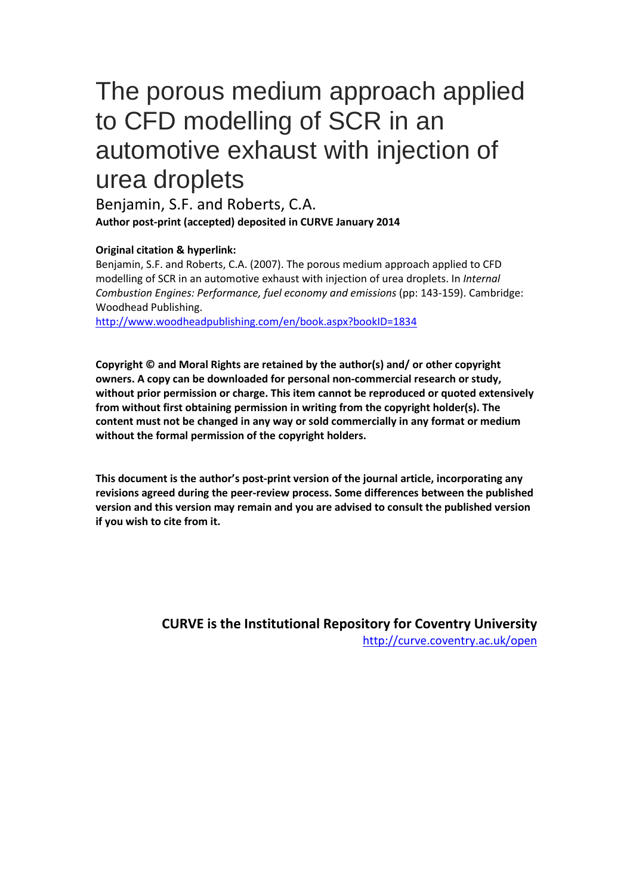# The porous medium approach applied to CFD modelling of SCR in an automotive exhaust with injection of urea droplets

Benjamin, S.F. and Roberts, C.A.

**Author post-print (accepted) deposited in CURVE January 2014**

**Original citation & hyperlink:**

Benjamin, S.F. and Roberts, C.A. (2007). The porous medium approach applied to CFD modelling of SCR in an automotive exhaust with injection of urea droplets. In *Internal Combustion Engines: Performance, fuel economy and emissions* (pp: 143-159). Cambridge: Woodhead Publishing.

http://www.woodheadpublishing.com/en/book.aspx?bookID=1834

**Copyright © and Moral Rights are retained by the author(s) and/ or other copyright owners. A copy can be downloaded for personal non-commercial research or study, without prior permission or charge. This item cannot be reproduced or quoted extensively from without first obtaining permission in writing from the copyright holder(s). The content must not be changed in any way or sold commercially in any format or medium without the formal permission of the copyright holders.**

**This document is the author's post-print version of the journal article, incorporating any revisions agreed during the peer-review process. Some differences between the published version and this version may remain and you are advised to consult the published version if you wish to cite from it.**

**CURVE is the Institutional Repository for Coventry University**

http://curve.coventry.ac.uk/open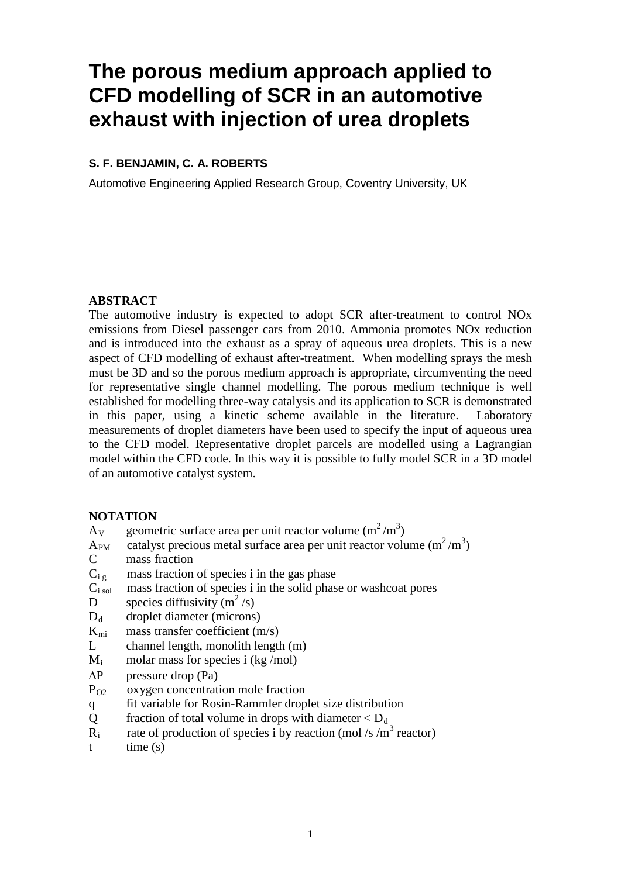# The porous medium approach applied to CFD modelling of SCR in an automotive exhaust with injection of urea droplets

**S. F. BENJAMIN, C. A. ROBERTS**

Automotive Engineering Applied Research Group, Coventry University, UK

**ABSTRACT**

The automotive industry is expected to adopt SCR after-treatment to control NOx emissions from Diesel passenger cars from 2010. Ammonia promotes NOx reduction and is introduced into the exhaust as a spray of aqueous urea droplets. This is a new aspect of CFD modelling of exhaust after-treatment. When modelling sprays the mesh must be 3D and so the porous medium approach is appropriate, circumventing the need for representative single channel modelling. The porous medium technique is well established for modelling three-way catalysis and its application to SCR is demonstrated in this paper, using a kinetic scheme available in the literature. Laboratory measurements of droplet diameters have been used to specify the input of aqueous urea to the CFD model. Representative droplet parcels are modelled using a Lagrangian model within the CFD code. In this way it is possible to fully model SCR in a 3D model of an automotive catalyst system.

**NOTATION**

- $A_V$ geometric surface area per unit reactor volume ($m^2/m^3$)
- $A_{PM}$ catalyst precious metal surface area per unit reactor volume ($m^2/m^3$)
- $C$ mass fraction
- $C_{i\,g}$ mass fraction of species i in the gas phase
- $C_{i\,sol}$ mass fraction of species i in the solid phase or washcoat pores
- $D$ species diffusivity ($m^2/s$)
- $D_d$ droplet diameter (microns)
- $K_{mi}$ mass transfer coefficient (m/s)
- $L$ channel length, monolith length (m)
- $M_i$ molar mass for species i (kg /mol)
- $\Delta P$ pressure drop (Pa)
- $P_{O2}$ oxygen concentration mole fraction
- $q$ fit variable for Rosin-Rammler droplet size distribution
- $Q$ fraction of total volume in drops with diameter $< D_d$
- $R_i$ rate of production of species i by reaction (mol /s /$m^3$ reactor)
- $t$ time (s)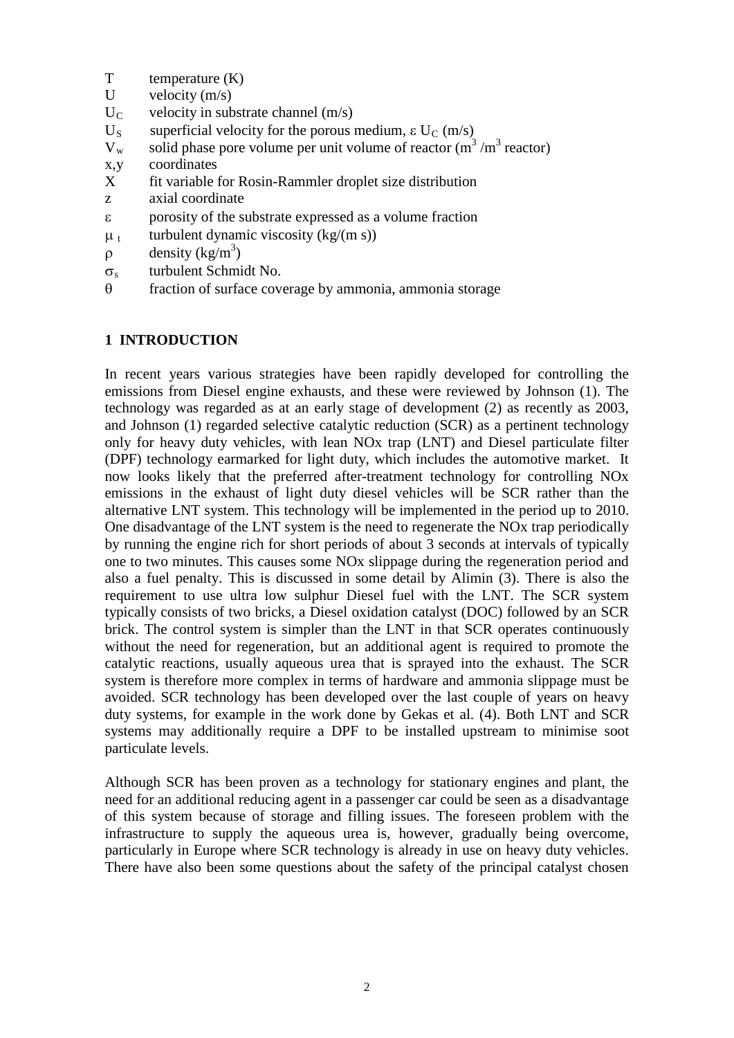- $T$ temperature (K)
- $U$ velocity (m/s)
- $U_C$ velocity in substrate channel (m/s)
- $U_S$ superficial velocity for the porous medium, $\varepsilon\, U_C$ (m/s)
- $V_w$ solid phase pore volume per unit volume of reactor ($m^3$ /$m^3$ reactor)
- x,y coordinates
- X fit variable for Rosin-Rammler droplet size distribution
- z axial coordinate
- $\varepsilon$ porosity of the substrate expressed as a volume fraction
- $\mu_t$ turbulent dynamic viscosity (kg/(m s))
- $\rho$ density (kg/$m^3$)
- $\sigma_s$ turbulent Schmidt No.
- $\theta$ fraction of surface coverage by ammonia, ammonia storage

## 1 INTRODUCTION

In recent years various strategies have been rapidly developed for controlling the emissions from Diesel engine exhausts, and these were reviewed by Johnson (1). The technology was regarded as at an early stage of development (2) as recently as 2003, and Johnson (1) regarded selective catalytic reduction (SCR) as a pertinent technology only for heavy duty vehicles, with lean NOx trap (LNT) and Diesel particulate filter (DPF) technology earmarked for light duty, which includes the automotive market. It now looks likely that the preferred after-treatment technology for controlling NOx emissions in the exhaust of light duty diesel vehicles will be SCR rather than the alternative LNT system. This technology will be implemented in the period up to 2010. One disadvantage of the LNT system is the need to regenerate the NOx trap periodically by running the engine rich for short periods of about 3 seconds at intervals of typically one to two minutes. This causes some NOx slippage during the regeneration period and also a fuel penalty. This is discussed in some detail by Alimin (3). There is also the requirement to use ultra low sulphur Diesel fuel with the LNT. The SCR system typically consists of two bricks, a Diesel oxidation catalyst (DOC) followed by an SCR brick. The control system is simpler than the LNT in that SCR operates continuously without the need for regeneration, but an additional agent is required to promote the catalytic reactions, usually aqueous urea that is sprayed into the exhaust. The SCR system is therefore more complex in terms of hardware and ammonia slippage must be avoided. SCR technology has been developed over the last couple of years on heavy duty systems, for example in the work done by Gekas et al. (4). Both LNT and SCR systems may additionally require a DPF to be installed upstream to minimise soot particulate levels.

Although SCR has been proven as a technology for stationary engines and plant, the need for an additional reducing agent in a passenger car could be seen as a disadvantage of this system because of storage and filling issues. The foreseen problem with the infrastructure to supply the aqueous urea is, however, gradually being overcome, particularly in Europe where SCR technology is already in use on heavy duty vehicles. There have also been some questions about the safety of the principal catalyst chosen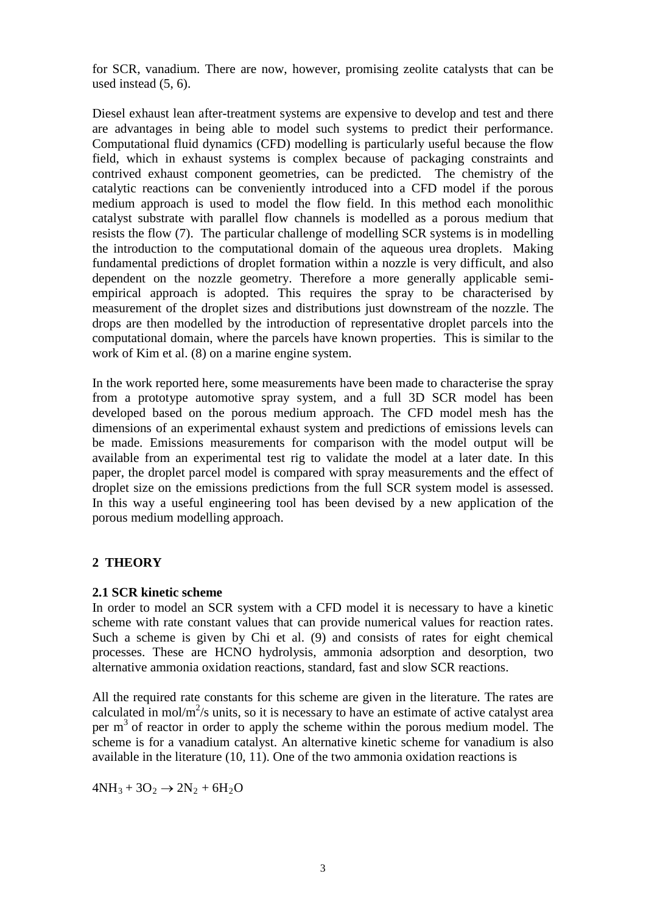for SCR, vanadium. There are now, however, promising zeolite catalysts that can be used instead (5, 6).

Diesel exhaust lean after-treatment systems are expensive to develop and test and there are advantages in being able to model such systems to predict their performance. Computational fluid dynamics (CFD) modelling is particularly useful because the flow field, which in exhaust systems is complex because of packaging constraints and contrived exhaust component geometries, can be predicted. The chemistry of the catalytic reactions can be conveniently introduced into a CFD model if the porous medium approach is used to model the flow field. In this method each monolithic catalyst substrate with parallel flow channels is modelled as a porous medium that resists the flow (7). The particular challenge of modelling SCR systems is in modelling the introduction to the computational domain of the aqueous urea droplets. Making fundamental predictions of droplet formation within a nozzle is very difficult, and also dependent on the nozzle geometry. Therefore a more generally applicable semi-empirical approach is adopted. This requires the spray to be characterised by measurement of the droplet sizes and distributions just downstream of the nozzle. The drops are then modelled by the introduction of representative droplet parcels into the computational domain, where the parcels have known properties. This is similar to the work of Kim et al. (8) on a marine engine system.

In the work reported here, some measurements have been made to characterise the spray from a prototype automotive spray system, and a full 3D SCR model has been developed based on the porous medium approach. The CFD model mesh has the dimensions of an experimental exhaust system and predictions of emissions levels can be made. Emissions measurements for comparison with the model output will be available from an experimental test rig to validate the model at a later date. In this paper, the droplet parcel model is compared with spray measurements and the effect of droplet size on the emissions predictions from the full SCR system model is assessed. In this way a useful engineering tool has been devised by a new application of the porous medium modelling approach.

## 2 THEORY

### 2.1 SCR kinetic scheme

In order to model an SCR system with a CFD model it is necessary to have a kinetic scheme with rate constant values that can provide numerical values for reaction rates. Such a scheme is given by Chi et al. (9) and consists of rates for eight chemical processes. These are HCNO hydrolysis, ammonia adsorption and desorption, two alternative ammonia oxidation reactions, standard, fast and slow SCR reactions.

All the required rate constants for this scheme are given in the literature. The rates are calculated in mol/m$^2$/s units, so it is necessary to have an estimate of active catalyst area per m$^3$ of reactor in order to apply the scheme within the porous medium model. The scheme is for a vanadium catalyst. An alternative kinetic scheme for vanadium is also available in the literature (10, 11). One of the two ammonia oxidation reactions is

$$4NH_3 + 3O_2 \rightarrow 2N_2 + 6H_2O$$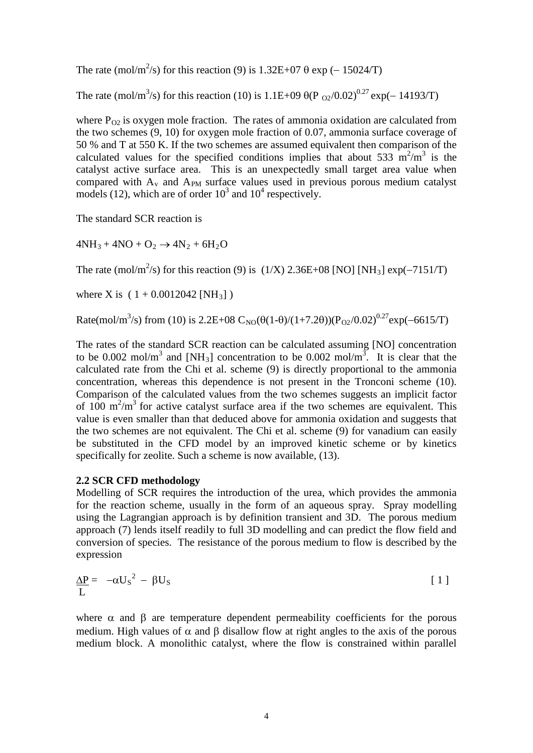The rate ($mol/m^2/s$) for this reaction (9) is $1.32E+07\ \theta \exp(-15024/T)$

The rate ($mol/m^3/s$) for this reaction (10) is $1.1E+09\ \theta(P_{O2}/0.02)^{0.27} \exp(-14193/T)$

where $P_{O2}$ is oxygen mole fraction. The rates of ammonia oxidation are calculated from the two schemes (9, 10) for oxygen mole fraction of 0.07, ammonia surface coverage of 50 % and T at 550 K. If the two schemes are assumed equivalent then comparison of the calculated values for the specified conditions implies that about 533 $m^2/m^3$ is the catalyst active surface area. This is an unexpectedly small target area value when compared with $A_v$ and $A_{PM}$ surface values used in previous porous medium catalyst models (12), which are of order $10^3$ and $10^4$ respectively.

The standard SCR reaction is

$4NH_3 + 4NO + O_2 \rightarrow 4N_2 + 6H_2O$

The rate ($mol/m^2/s$) for this reaction (9) is $(1/X)\ 2.36E+08\ [NO]\ [NH_3] \exp(-7151/T)$

where X is $(1 + 0.0012042\ [NH_3])$

Rate($mol/m^3/s$) from (10) is $2.2E+08\ C_{NO}(\theta(1-\theta)/(1+7.2\theta))(P_{O2}/0.02)^{0.27}\exp(-6615/T)$

The rates of the standard SCR reaction can be calculated assuming [NO] concentration to be 0.002 $mol/m^3$ and $[NH_3]$ concentration to be 0.002 $mol/m^3$. It is clear that the calculated rate from the Chi et al. scheme (9) is directly proportional to the ammonia concentration, whereas this dependence is not present in the Tronconi scheme (10). Comparison of the calculated values from the two schemes suggests an implicit factor of 100 $m^2/m^3$ for active catalyst surface area if the two schemes are equivalent. This value is even smaller than that deduced above for ammonia oxidation and suggests that the two schemes are not equivalent. The Chi et al. scheme (9) for vanadium can easily be substituted in the CFD model by an improved kinetic scheme or by kinetics specifically for zeolite. Such a scheme is now available, (13).

### 2.2 SCR CFD methodology

Modelling of SCR requires the introduction of the urea, which provides the ammonia for the reaction scheme, usually in the form of an aqueous spray. Spray modelling using the Lagrangian approach is by definition transient and 3D. The porous medium approach (7) lends itself readily to full 3D modelling and can predict the flow field and conversion of species. The resistance of the porous medium to flow is described by the expression

$$\frac{\Delta P}{L} = -\alpha U_S^2 - \beta U_S \qquad [1]$$

where $\alpha$ and $\beta$ are temperature dependent permeability coefficients for the porous medium. High values of $\alpha$ and $\beta$ disallow flow at right angles to the axis of the porous medium block. A monolithic catalyst, where the flow is constrained within parallel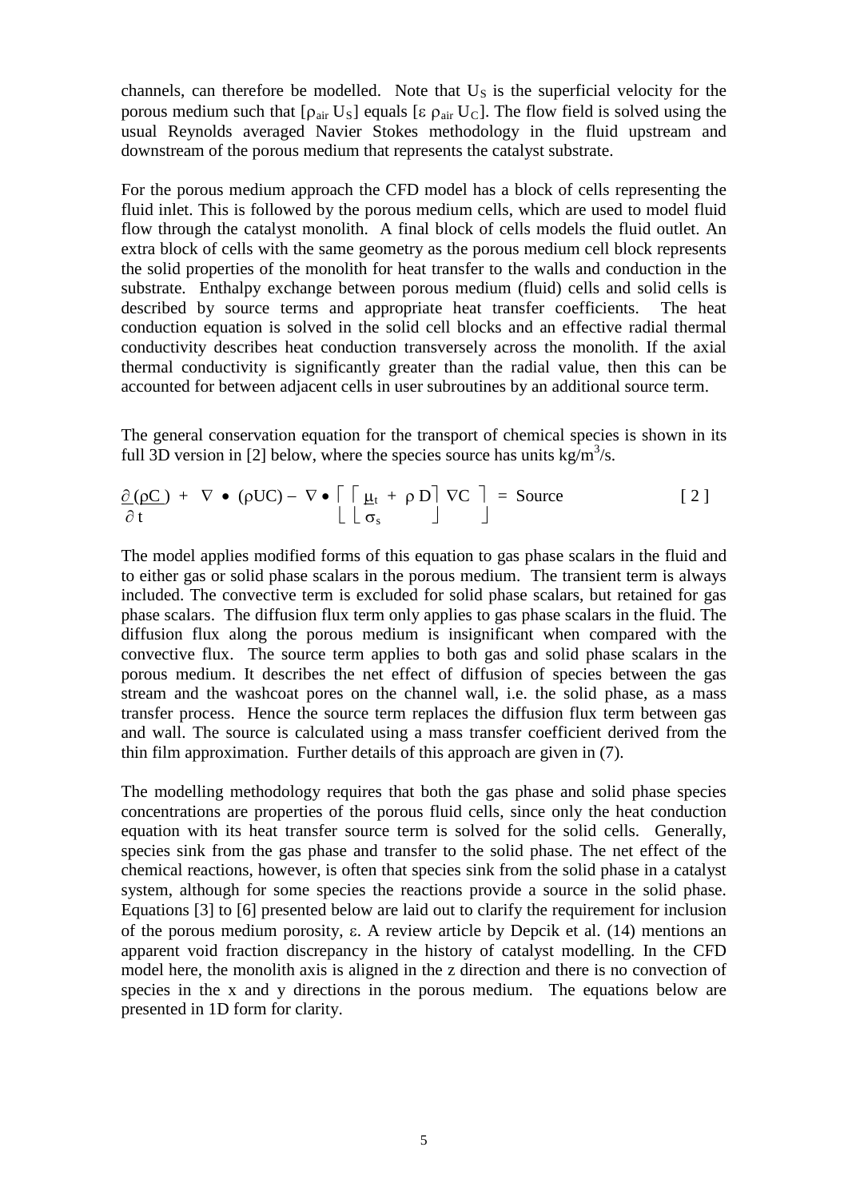channels, can therefore be modelled. Note that $U_S$ is the superficial velocity for the porous medium such that [$\rho_{air} U_S$] equals [$\varepsilon \rho_{air} U_C$]. The flow field is solved using the usual Reynolds averaged Navier Stokes methodology in the fluid upstream and downstream of the porous medium that represents the catalyst substrate.

For the porous medium approach the CFD model has a block of cells representing the fluid inlet. This is followed by the porous medium cells, which are used to model fluid flow through the catalyst monolith. A final block of cells models the fluid outlet. An extra block of cells with the same geometry as the porous medium cell block represents the solid properties of the monolith for heat transfer to the walls and conduction in the substrate. Enthalpy exchange between porous medium (fluid) cells and solid cells is described by source terms and appropriate heat transfer coefficients. The heat conduction equation is solved in the solid cell blocks and an effective radial thermal conductivity describes heat conduction transversely across the monolith. If the axial thermal conductivity is significantly greater than the radial value, then this can be accounted for between adjacent cells in user subroutines by an additional source term.

The general conservation equation for the transport of chemical species is shown in its full 3D version in [2] below, where the species source has units $kg/m^3/s$.

$$\frac{\partial (\rho C)}{\partial t} + \nabla \bullet (\rho U C) - \nabla \bullet \left[ \left[ \frac{\mu_t}{\sigma_s} + \rho D \right] \nabla C \right] = \text{Source} \qquad [2]$$

The model applies modified forms of this equation to gas phase scalars in the fluid and to either gas or solid phase scalars in the porous medium. The transient term is always included. The convective term is excluded for solid phase scalars, but retained for gas phase scalars. The diffusion flux term only applies to gas phase scalars in the fluid. The diffusion flux along the porous medium is insignificant when compared with the convective flux. The source term applies to both gas and solid phase scalars in the porous medium. It describes the net effect of diffusion of species between the gas stream and the washcoat pores on the channel wall, i.e. the solid phase, as a mass transfer process. Hence the source term replaces the diffusion flux term between gas and wall. The source is calculated using a mass transfer coefficient derived from the thin film approximation. Further details of this approach are given in (7).

The modelling methodology requires that both the gas phase and solid phase species concentrations are properties of the porous fluid cells, since only the heat conduction equation with its heat transfer source term is solved for the solid cells. Generally, species sink from the gas phase and transfer to the solid phase. The net effect of the chemical reactions, however, is often that species sink from the solid phase in a catalyst system, although for some species the reactions provide a source in the solid phase. Equations [3] to [6] presented below are laid out to clarify the requirement for inclusion of the porous medium porosity, $\varepsilon$. A review article by Depcik et al. (14) mentions an apparent void fraction discrepancy in the history of catalyst modelling. In the CFD model here, the monolith axis is aligned in the z direction and there is no convection of species in the x and y directions in the porous medium. The equations below are presented in 1D form for clarity.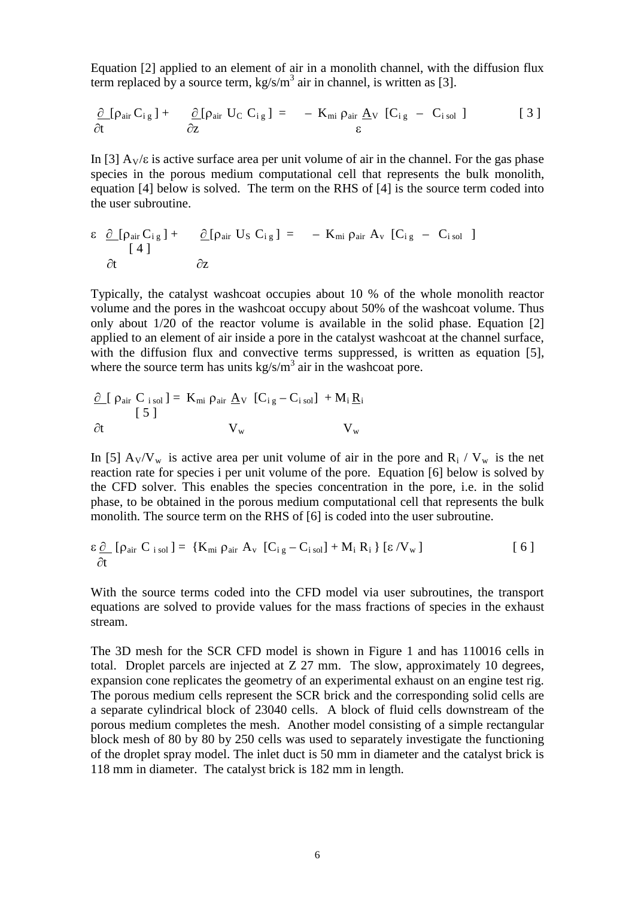Equation [2] applied to an element of air in a monolith channel, with the diffusion flux term replaced by a source term, kg/s/m$^3$ air in channel, is written as [3].

$$\frac{\partial}{\partial t}[\rho_{air} C_{i\,g}] + \frac{\partial}{\partial z}[\rho_{air} U_C C_{i\,g}] = - K_{mi} \rho_{air} \frac{A_V}{\varepsilon} [C_{i\,g} - C_{i\,sol}] \qquad [3]$$

In [3] $A_V/\varepsilon$ is active surface area per unit volume of air in the channel. For the gas phase species in the porous medium computational cell that represents the bulk monolith, equation [4] below is solved. The term on the RHS of [4] is the source term coded into the user subroutine.

$$\varepsilon \frac{\partial}{\partial t}[\rho_{air} C_{i\,g}] + \frac{\partial}{\partial z}[\rho_{air} U_S C_{i\,g}] = - K_{mi} \rho_{air} A_v [C_{i\,g} - C_{i\,sol}] \qquad [4]$$

Typically, the catalyst washcoat occupies about 10 % of the whole monolith reactor volume and the pores in the washcoat occupy about 50% of the washcoat volume. Thus only about 1/20 of the reactor volume is available in the solid phase. Equation [2] applied to an element of air inside a pore in the catalyst washcoat at the channel surface, with the diffusion flux and convective terms suppressed, is written as equation [5], where the source term has units kg/s/m$^3$ air in the washcoat pore.

$$\frac{\partial}{\partial t}[\rho_{air} C_{i\,sol}] = K_{mi} \rho_{air} \frac{A_V}{V_w} [C_{i\,g} - C_{i\,sol}] + M_i \frac{R_i}{V_w} \qquad [5]$$

In [5] $A_V/V_w$ is active area per unit volume of air in the pore and $R_i / V_w$ is the net reaction rate for species i per unit volume of the pore. Equation [6] below is solved by the CFD solver. This enables the species concentration in the pore, i.e. in the solid phase, to be obtained in the porous medium computational cell that represents the bulk monolith. The source term on the RHS of [6] is coded into the user subroutine.

$$\varepsilon \frac{\partial}{\partial t}[\rho_{air} C_{i\,sol}] = \{K_{mi} \rho_{air} A_v [C_{i\,g} - C_{i\,sol}] + M_i R_i\} [\varepsilon / V_w] \qquad [6]$$

With the source terms coded into the CFD model via user subroutines, the transport equations are solved to provide values for the mass fractions of species in the exhaust stream.

The 3D mesh for the SCR CFD model is shown in Figure 1 and has 110016 cells in total. Droplet parcels are injected at Z 27 mm. The slow, approximately 10 degrees, expansion cone replicates the geometry of an experimental exhaust on an engine test rig. The porous medium cells represent the SCR brick and the corresponding solid cells are a separate cylindrical block of 23040 cells. A block of fluid cells downstream of the porous medium completes the mesh. Another model consisting of a simple rectangular block mesh of 80 by 80 by 250 cells was used to separately investigate the functioning of the droplet spray model. The inlet duct is 50 mm in diameter and the catalyst brick is 118 mm in diameter. The catalyst brick is 182 mm in length.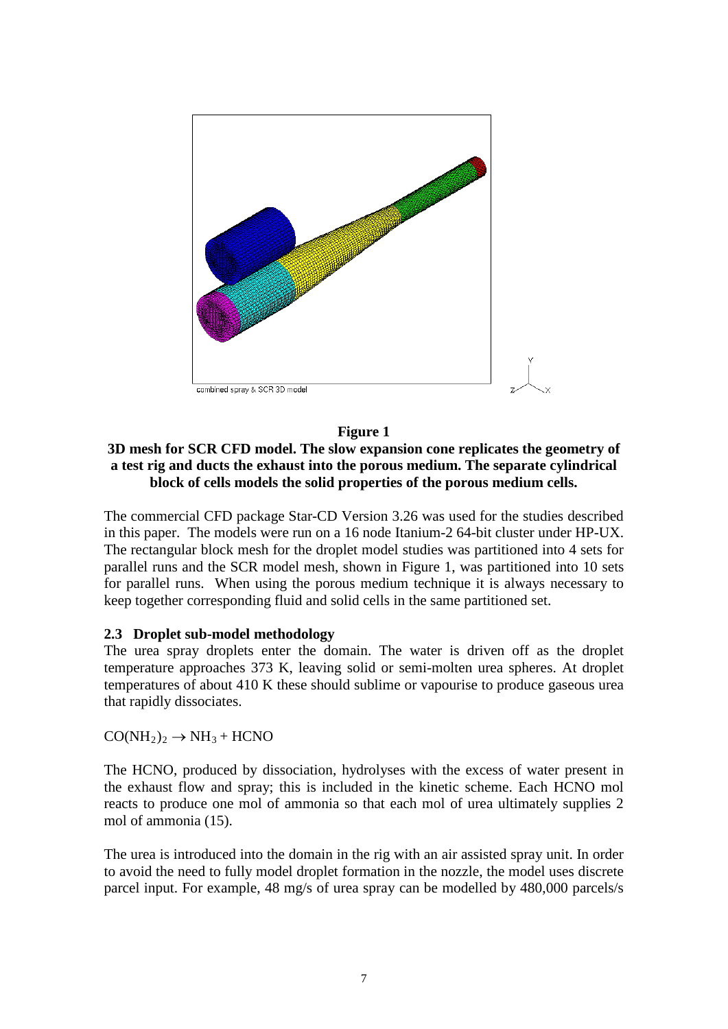**Figure 1**

**3D mesh for SCR CFD model. The slow expansion cone replicates the geometry of a test rig and ducts the exhaust into the porous medium. The separate cylindrical block of cells models the solid properties of the porous medium cells.**

The commercial CFD package Star-CD Version 3.26 was used for the studies described in this paper. The models were run on a 16 node Itanium-2 64-bit cluster under HP-UX. The rectangular block mesh for the droplet model studies was partitioned into 4 sets for parallel runs and the SCR model mesh, shown in Figure 1, was partitioned into 10 sets for parallel runs. When using the porous medium technique it is always necessary to keep together corresponding fluid and solid cells in the same partitioned set.

### 2.3 Droplet sub-model methodology

The urea spray droplets enter the domain. The water is driven off as the droplet temperature approaches 373 K, leaving solid or semi-molten urea spheres. At droplet temperatures of about 410 K these should sublime or vapourise to produce gaseous urea that rapidly dissociates.

$$CO(NH_2)_2 \rightarrow NH_3 + HCNO$$

The HCNO, produced by dissociation, hydrolyses with the excess of water present in the exhaust flow and spray; this is included in the kinetic scheme. Each HCNO mol reacts to produce one mol of ammonia so that each mol of urea ultimately supplies 2 mol of ammonia (15).

The urea is introduced into the domain in the rig with an air assisted spray unit. In order to avoid the need to fully model droplet formation in the nozzle, the model uses discrete parcel input. For example, 48 mg/s of urea spray can be modelled by 480,000 parcels/s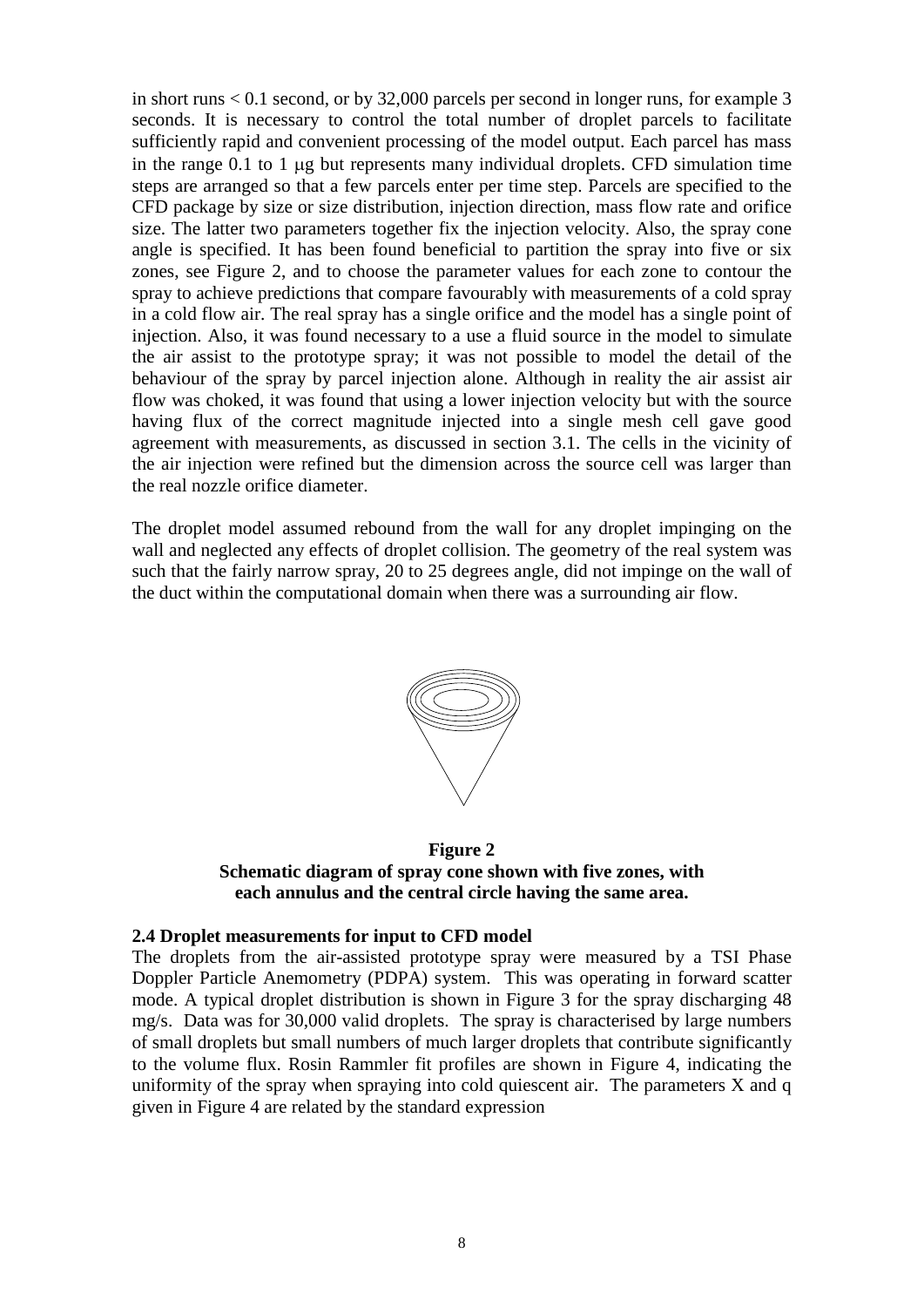in short runs < 0.1 second, or by 32,000 parcels per second in longer runs, for example 3 seconds. It is necessary to control the total number of droplet parcels to facilitate sufficiently rapid and convenient processing of the model output. Each parcel has mass in the range 0.1 to 1 μg but represents many individual droplets. CFD simulation time steps are arranged so that a few parcels enter per time step. Parcels are specified to the CFD package by size or size distribution, injection direction, mass flow rate and orifice size. The latter two parameters together fix the injection velocity. Also, the spray cone angle is specified. It has been found beneficial to partition the spray into five or six zones, see Figure 2, and to choose the parameter values for each zone to contour the spray to achieve predictions that compare favourably with measurements of a cold spray in a cold flow air. The real spray has a single orifice and the model has a single point of injection. Also, it was found necessary to a use a fluid source in the model to simulate the air assist to the prototype spray; it was not possible to model the detail of the behaviour of the spray by parcel injection alone. Although in reality the air assist air flow was choked, it was found that using a lower injection velocity but with the source having flux of the correct magnitude injected into a single mesh cell gave good agreement with measurements, as discussed in section 3.1. The cells in the vicinity of the air injection were refined but the dimension across the source cell was larger than the real nozzle orifice diameter.

The droplet model assumed rebound from the wall for any droplet impinging on the wall and neglected any effects of droplet collision. The geometry of the real system was such that the fairly narrow spray, 20 to 25 degrees angle, did not impinge on the wall of the duct within the computational domain when there was a surrounding air flow.

**Figure 2**
**Schematic diagram of spray cone shown with five zones, with each annulus and the central circle having the same area.**

### 2.4 Droplet measurements for input to CFD model

The droplets from the air-assisted prototype spray were measured by a TSI Phase Doppler Particle Anemometry (PDPA) system. This was operating in forward scatter mode. A typical droplet distribution is shown in Figure 3 for the spray discharging 48 mg/s. Data was for 30,000 valid droplets. The spray is characterised by large numbers of small droplets but small numbers of much larger droplets that contribute significantly to the volume flux. Rosin Rammler fit profiles are shown in Figure 4, indicating the uniformity of the spray when spraying into cold quiescent air. The parameters X and q given in Figure 4 are related by the standard expression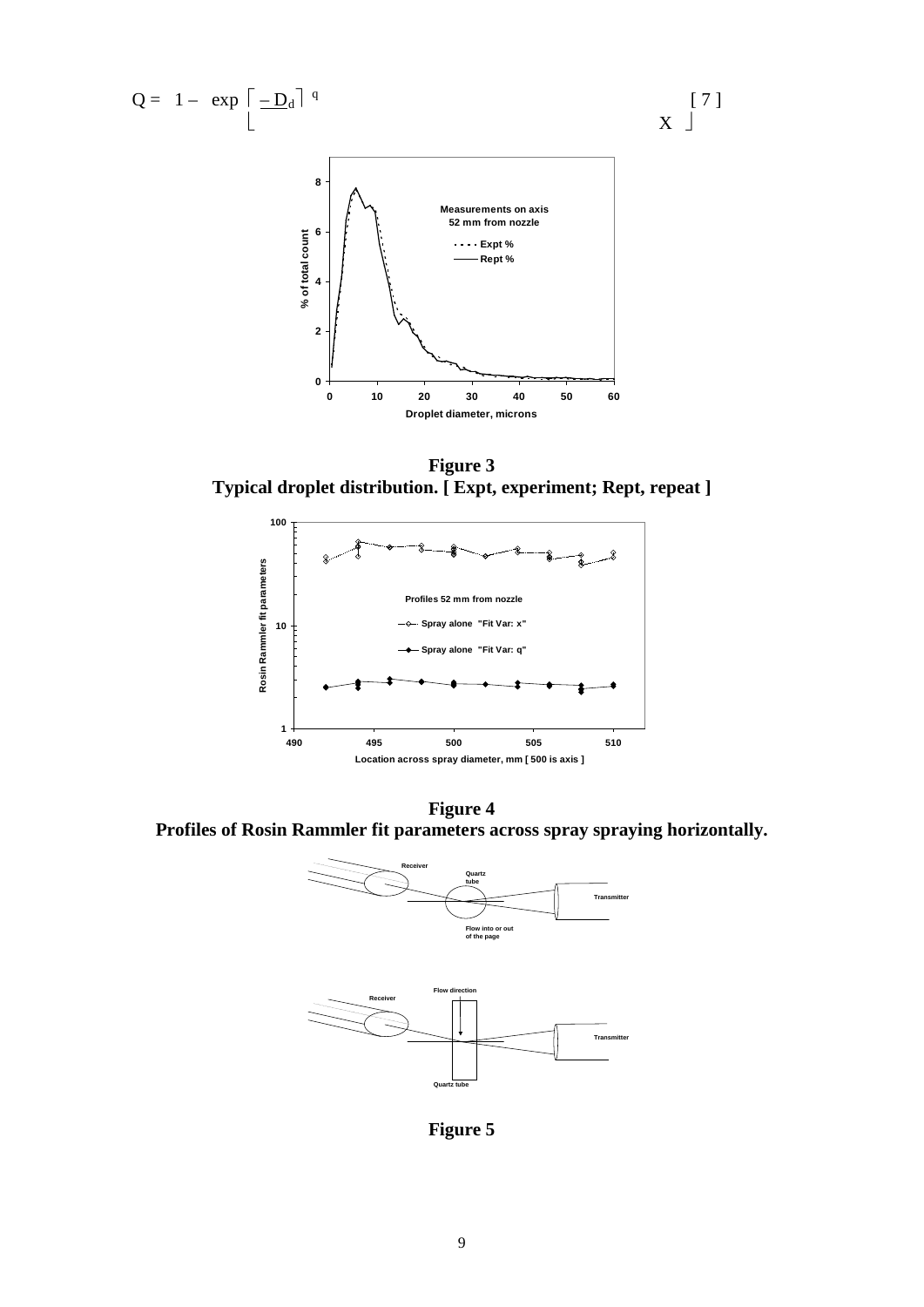$$Q = 1 - \exp\left[\frac{-D_d}{X}\right]^q \qquad [7]$$

**Figure 3**
**Typical droplet distribution. [ Expt, experiment; Rept, repeat ]**

**Figure 4**
**Profiles of Rosin Rammler fit parameters across spray spraying horizontally.**

**Figure 5**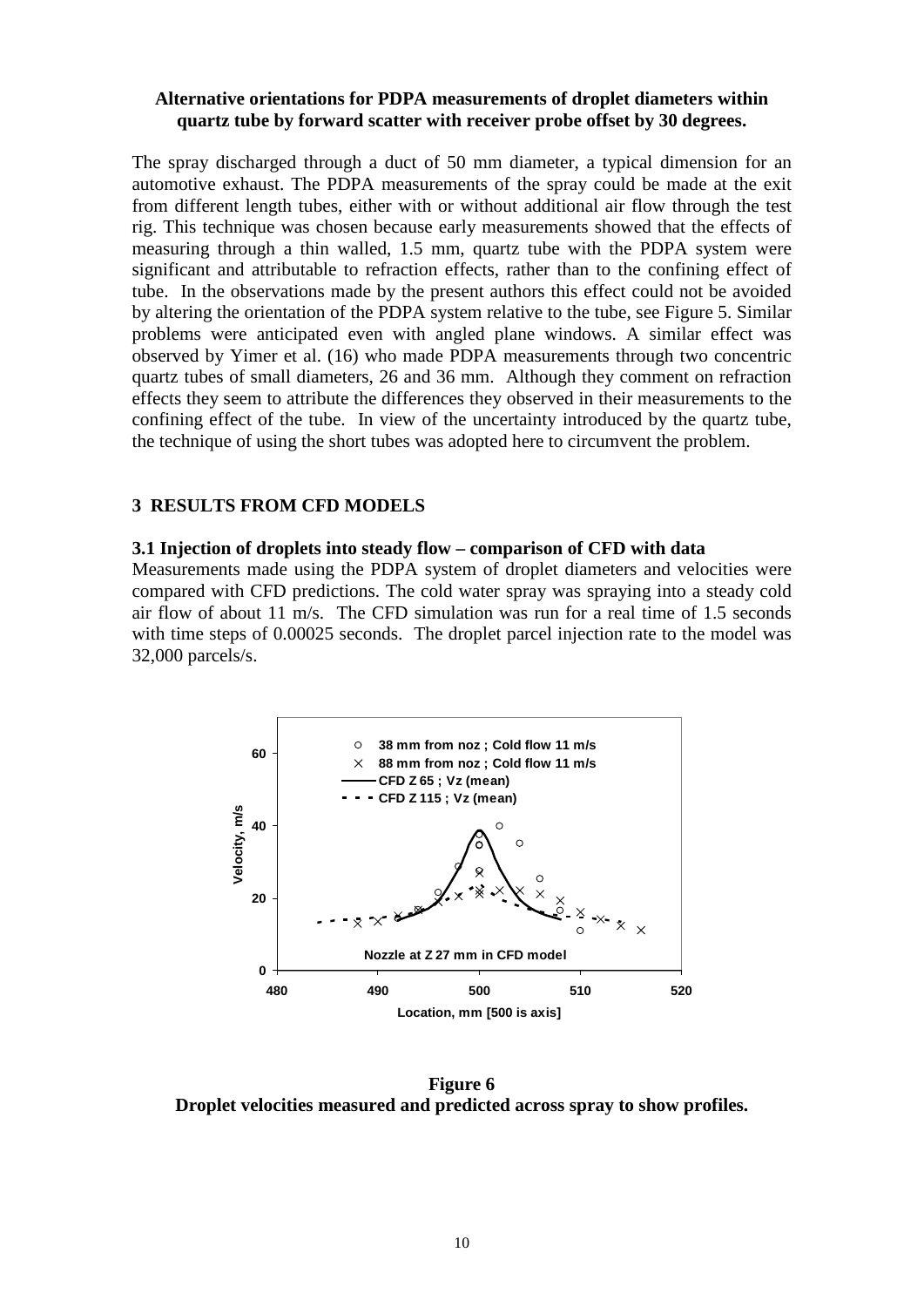**Alternative orientations for PDPA measurements of droplet diameters within quartz tube by forward scatter with receiver probe offset by 30 degrees.**

The spray discharged through a duct of 50 mm diameter, a typical dimension for an automotive exhaust. The PDPA measurements of the spray could be made at the exit from different length tubes, either with or without additional air flow through the test rig. This technique was chosen because early measurements showed that the effects of measuring through a thin walled, 1.5 mm, quartz tube with the PDPA system were significant and attributable to refraction effects, rather than to the confining effect of tube. In the observations made by the present authors this effect could not be avoided by altering the orientation of the PDPA system relative to the tube, see Figure 5. Similar problems were anticipated even with angled plane windows. A similar effect was observed by Yimer et al. (16) who made PDPA measurements through two concentric quartz tubes of small diameters, 26 and 36 mm. Although they comment on refraction effects they seem to attribute the differences they observed in their measurements to the confining effect of the tube. In view of the uncertainty introduced by the quartz tube, the technique of using the short tubes was adopted here to circumvent the problem.

## 3 RESULTS FROM CFD MODELS

### 3.1 Injection of droplets into steady flow – comparison of CFD with data

Measurements made using the PDPA system of droplet diameters and velocities were compared with CFD predictions. The cold water spray was spraying into a steady cold air flow of about 11 m/s. The CFD simulation was run for a real time of 1.5 seconds with time steps of 0.00025 seconds. The droplet parcel injection rate to the model was 32,000 parcels/s.

**Figure 6**
**Droplet velocities measured and predicted across spray to show profiles.**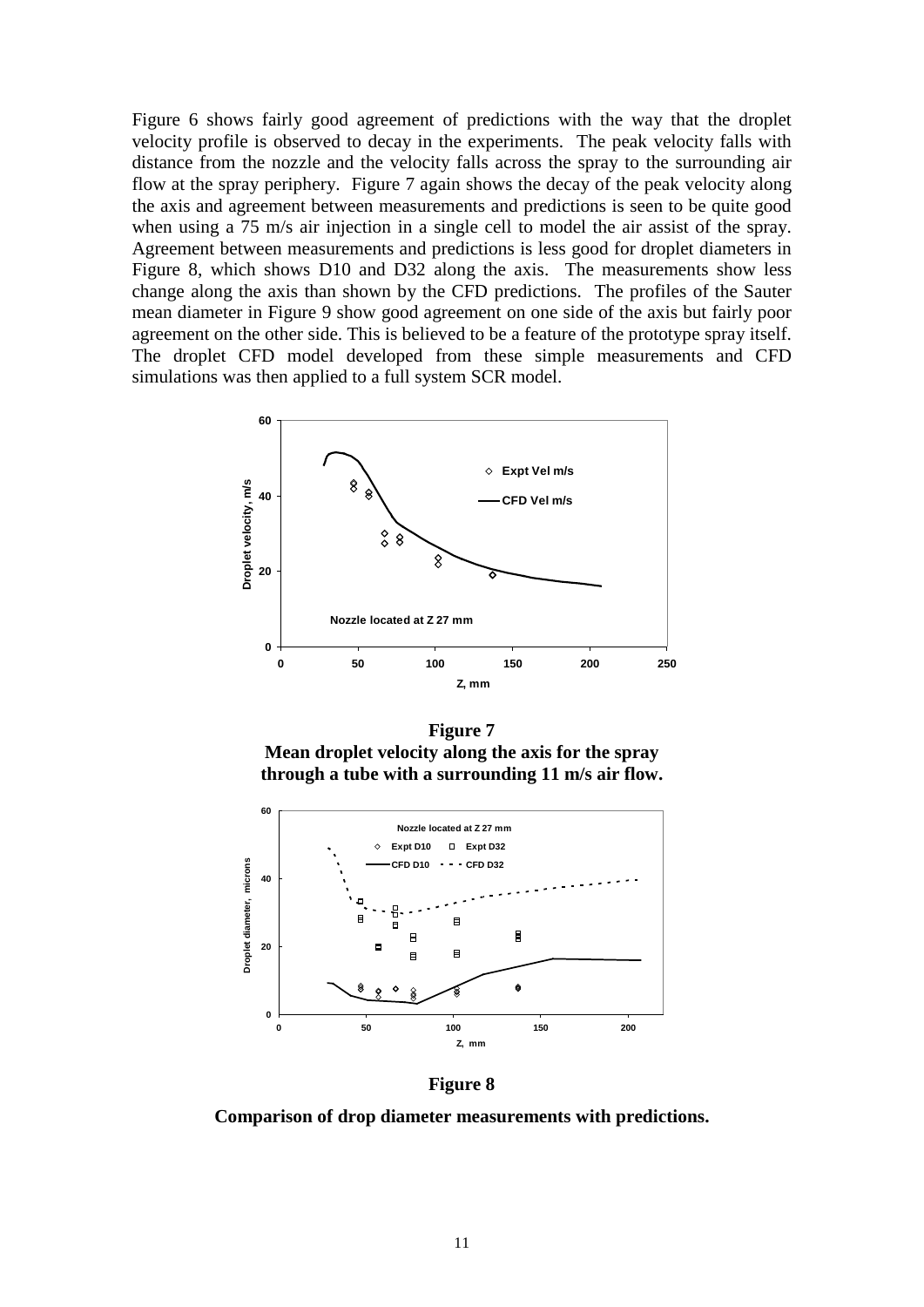Figure 6 shows fairly good agreement of predictions with the way that the droplet velocity profile is observed to decay in the experiments. The peak velocity falls with distance from the nozzle and the velocity falls across the spray to the surrounding air flow at the spray periphery. Figure 7 again shows the decay of the peak velocity along the axis and agreement between measurements and predictions is seen to be quite good when using a 75 m/s air injection in a single cell to model the air assist of the spray. Agreement between measurements and predictions is less good for droplet diameters in Figure 8, which shows D10 and D32 along the axis. The measurements show less change along the axis than shown by the CFD predictions. The profiles of the Sauter mean diameter in Figure 9 show good agreement on one side of the axis but fairly poor agreement on the other side. This is believed to be a feature of the prototype spray itself. The droplet CFD model developed from these simple measurements and CFD simulations was then applied to a full system SCR model.

**Figure 7**
**Mean droplet velocity along the axis for the spray through a tube with a surrounding 11 m/s air flow.**

**Figure 8**

**Comparison of drop diameter measurements with predictions.**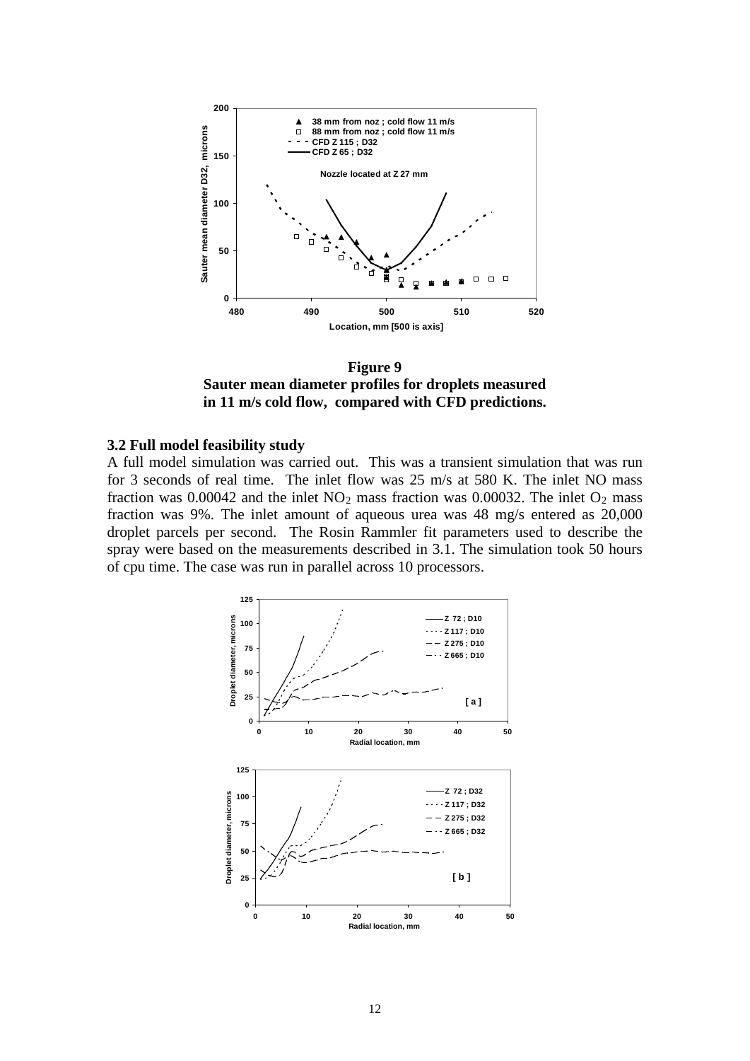**Figure 9**
**Sauter mean diameter profiles for droplets measured in 11 m/s cold flow, compared with CFD predictions.**

### 3.2 Full model feasibility study

A full model simulation was carried out. This was a transient simulation that was run for 3 seconds of real time. The inlet flow was 25 m/s at 580 K. The inlet NO mass fraction was 0.00042 and the inlet $NO_2$ mass fraction was 0.00032. The inlet $O_2$ mass fraction was 9%. The inlet amount of aqueous urea was 48 mg/s entered as 20,000 droplet parcels per second. The Rosin Rammler fit parameters used to describe the spray were based on the measurements described in 3.1. The simulation took 50 hours of cpu time. The case was run in parallel across 10 processors.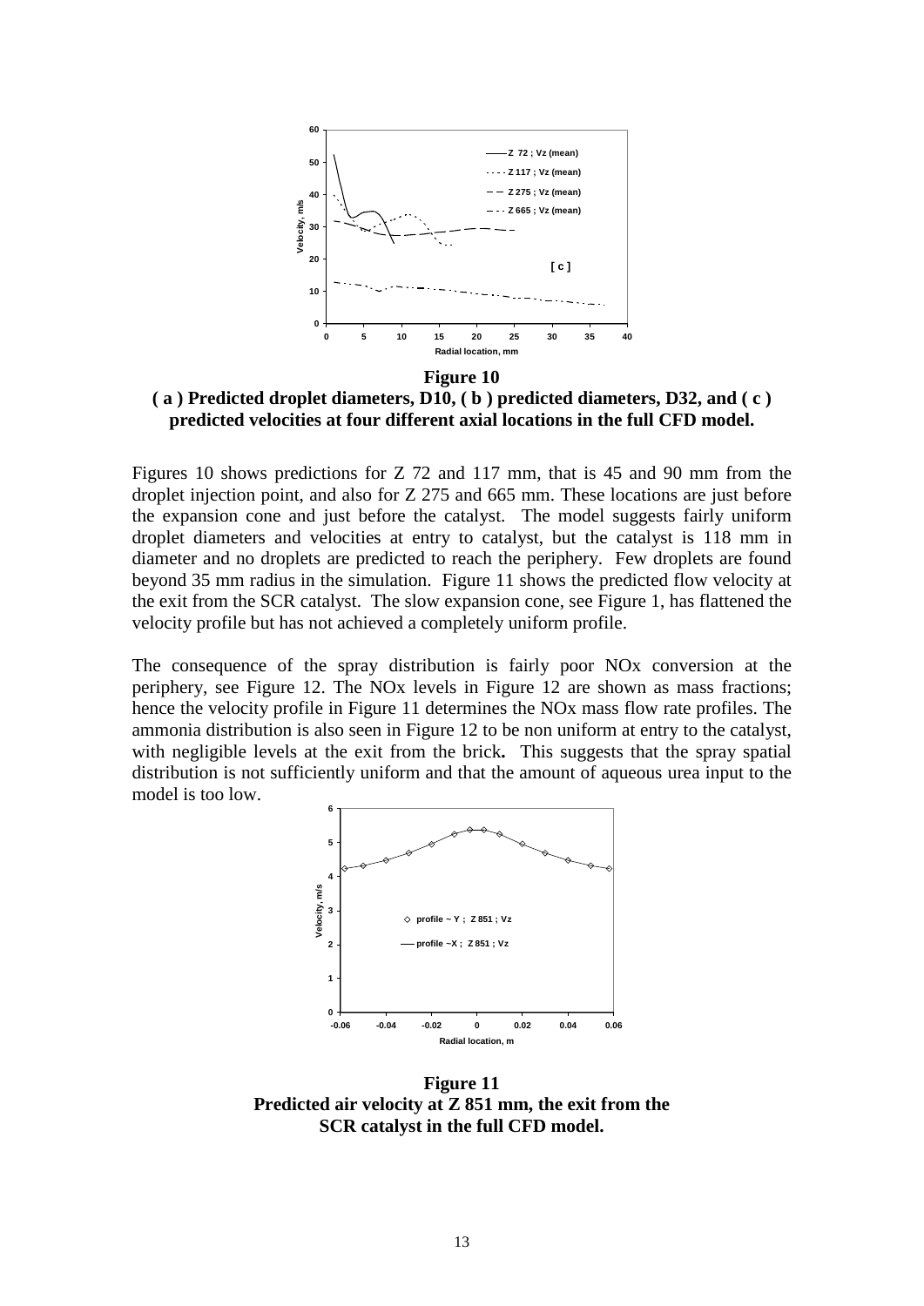**Figure 10**
**( a ) Predicted droplet diameters, D10, ( b ) predicted diameters, D32, and ( c ) predicted velocities at four different axial locations in the full CFD model.**

Figures 10 shows predictions for Z 72 and 117 mm, that is 45 and 90 mm from the droplet injection point, and also for Z 275 and 665 mm. These locations are just before the expansion cone and just before the catalyst. The model suggests fairly uniform droplet diameters and velocities at entry to catalyst, but the catalyst is 118 mm in diameter and no droplets are predicted to reach the periphery. Few droplets are found beyond 35 mm radius in the simulation. Figure 11 shows the predicted flow velocity at the exit from the SCR catalyst. The slow expansion cone, see Figure 1, has flattened the velocity profile but has not achieved a completely uniform profile.

The consequence of the spray distribution is fairly poor NOx conversion at the periphery, see Figure 12. The NOx levels in Figure 12 are shown as mass fractions; hence the velocity profile in Figure 11 determines the NOx mass flow rate profiles. The ammonia distribution is also seen in Figure 12 to be non uniform at entry to the catalyst, with negligible levels at the exit from the brick**.** This suggests that the spray spatial distribution is not sufficiently uniform and that the amount of aqueous urea input to the model is too low.

**Figure 11**
**Predicted air velocity at Z 851 mm, the exit from the SCR catalyst in the full CFD model.**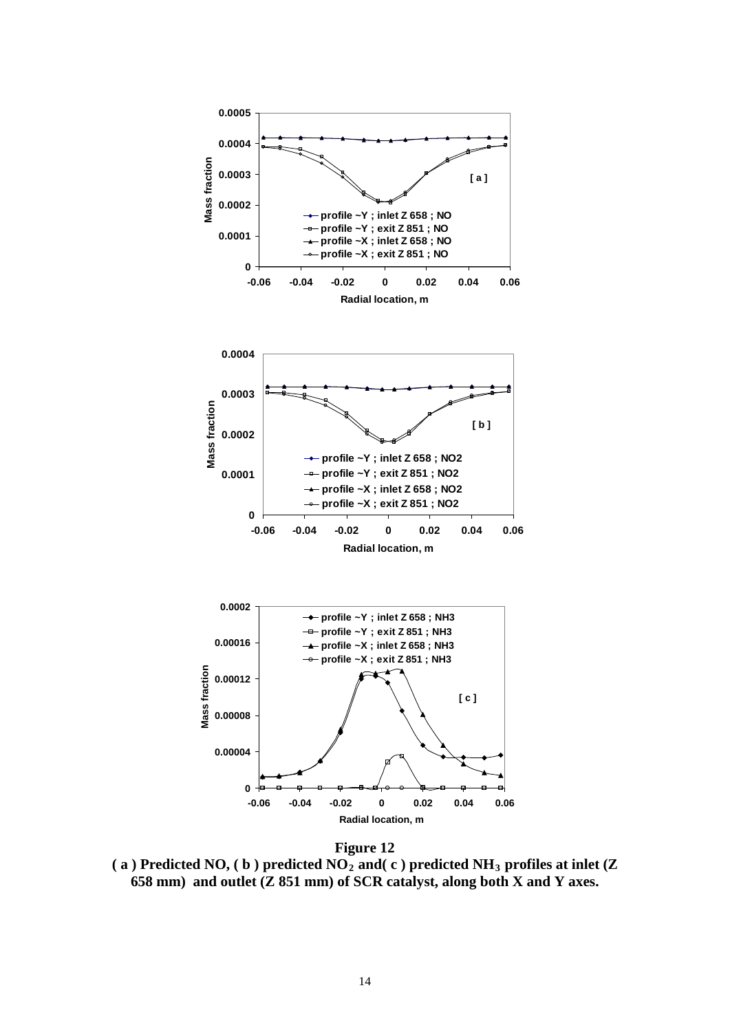**Figure 12**

**( a ) Predicted NO, ( b ) predicted $NO_2$ and( c ) predicted $NH_3$ profiles at inlet (Z 658 mm) and outlet (Z 851 mm) of SCR catalyst, along both X and Y axes.**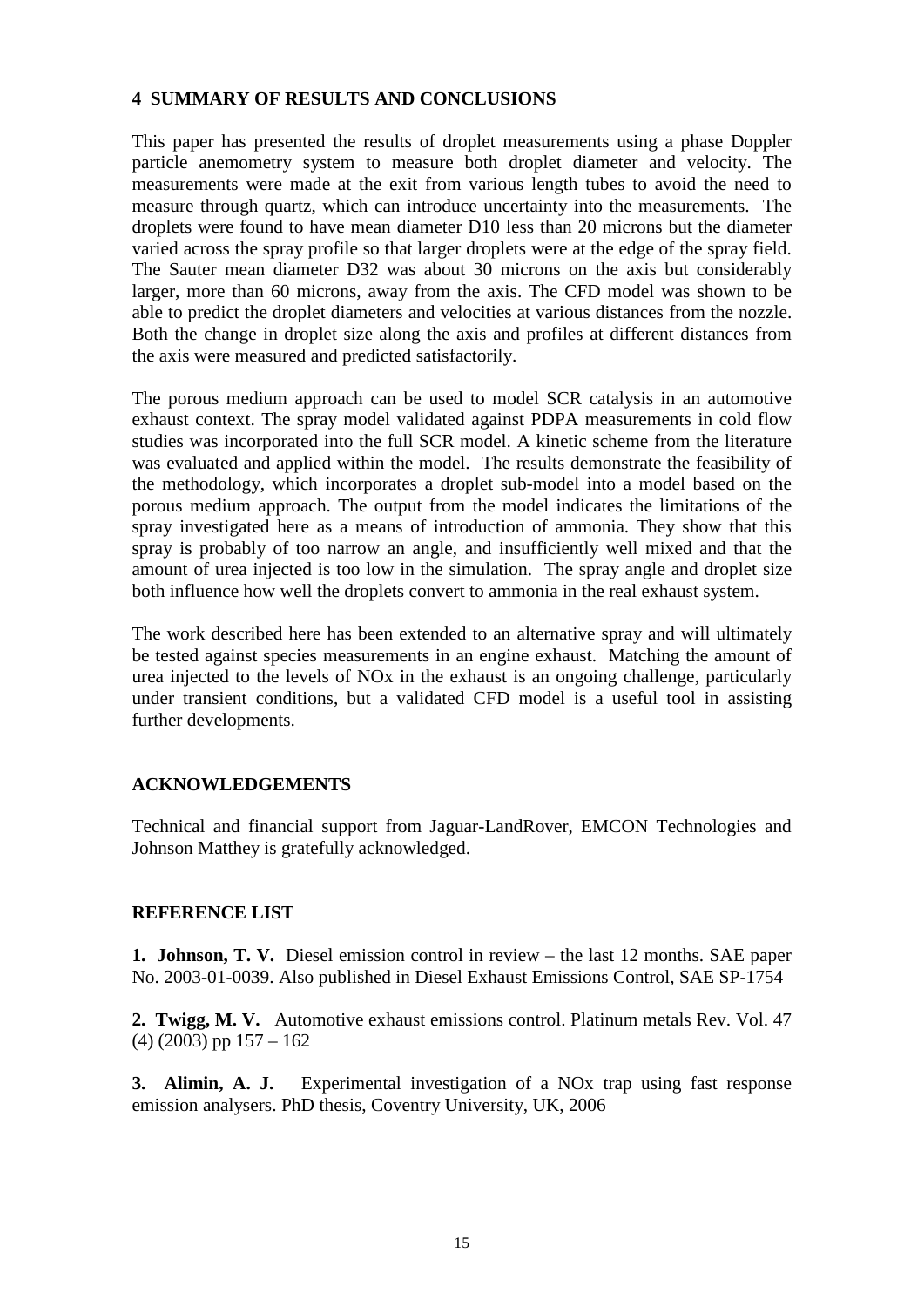## 4 SUMMARY OF RESULTS AND CONCLUSIONS

This paper has presented the results of droplet measurements using a phase Doppler particle anemometry system to measure both droplet diameter and velocity. The measurements were made at the exit from various length tubes to avoid the need to measure through quartz, which can introduce uncertainty into the measurements. The droplets were found to have mean diameter D10 less than 20 microns but the diameter varied across the spray profile so that larger droplets were at the edge of the spray field. The Sauter mean diameter D32 was about 30 microns on the axis but considerably larger, more than 60 microns, away from the axis. The CFD model was shown to be able to predict the droplet diameters and velocities at various distances from the nozzle. Both the change in droplet size along the axis and profiles at different distances from the axis were measured and predicted satisfactorily.

The porous medium approach can be used to model SCR catalysis in an automotive exhaust context. The spray model validated against PDPA measurements in cold flow studies was incorporated into the full SCR model. A kinetic scheme from the literature was evaluated and applied within the model. The results demonstrate the feasibility of the methodology, which incorporates a droplet sub-model into a model based on the porous medium approach. The output from the model indicates the limitations of the spray investigated here as a means of introduction of ammonia. They show that this spray is probably of too narrow an angle, and insufficiently well mixed and that the amount of urea injected is too low in the simulation. The spray angle and droplet size both influence how well the droplets convert to ammonia in the real exhaust system.

The work described here has been extended to an alternative spray and will ultimately be tested against species measurements in an engine exhaust. Matching the amount of urea injected to the levels of NOx in the exhaust is an ongoing challenge, particularly under transient conditions, but a validated CFD model is a useful tool in assisting further developments.

## ACKNOWLEDGEMENTS

Technical and financial support from Jaguar-LandRover, EMCON Technologies and Johnson Matthey is gratefully acknowledged.

## REFERENCE LIST

**1. Johnson, T. V.** Diesel emission control in review – the last 12 months. SAE paper No. 2003-01-0039. Also published in Diesel Exhaust Emissions Control, SAE SP-1754

**2. Twigg, M. V.** Automotive exhaust emissions control. Platinum metals Rev. Vol. 47 (4) (2003) pp 157 – 162

**3. Alimin, A. J.** Experimental investigation of a NOx trap using fast response emission analysers. PhD thesis, Coventry University, UK, 2006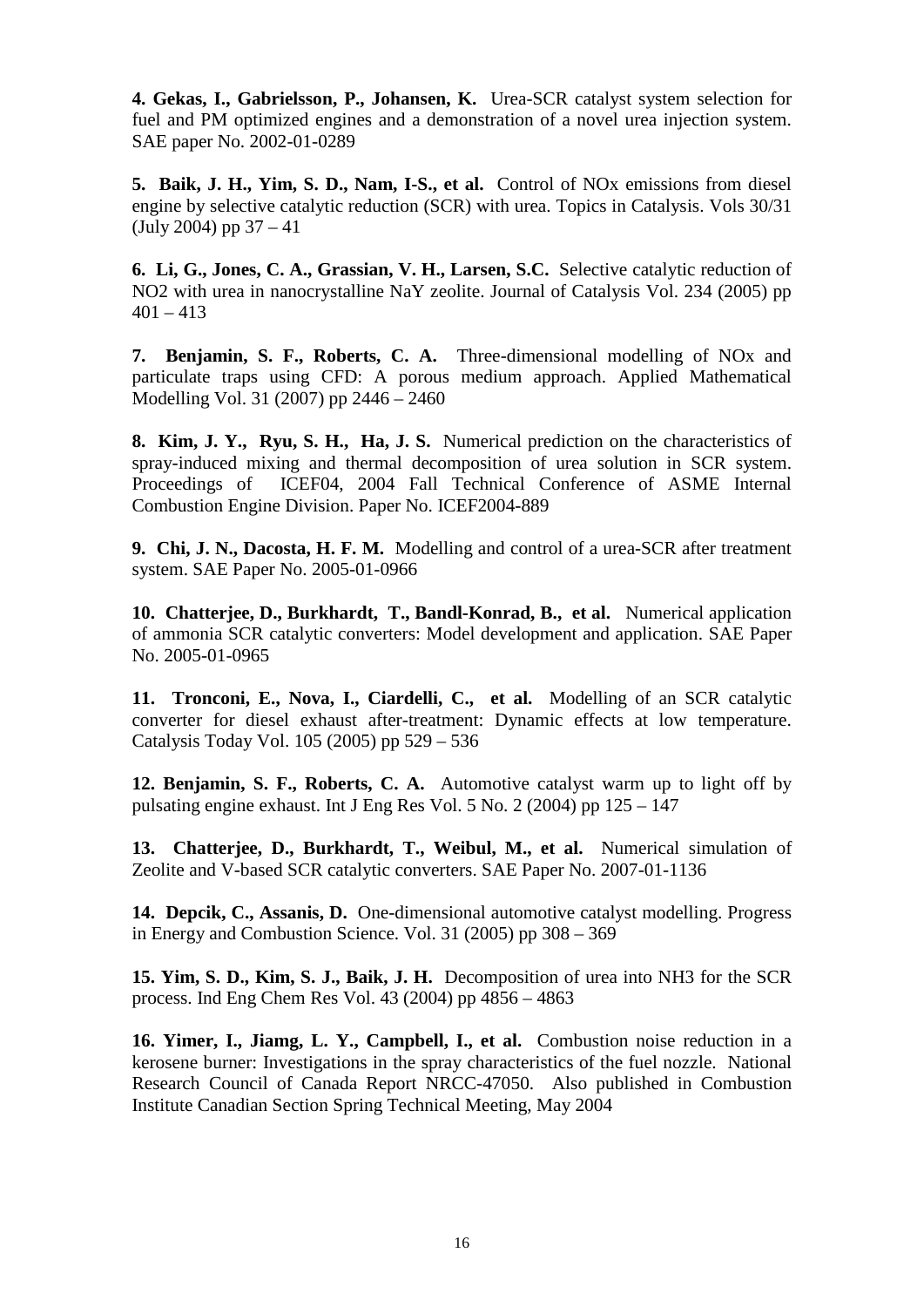**4. Gekas, I., Gabrielsson, P., Johansen, K.** Urea-SCR catalyst system selection for fuel and PM optimized engines and a demonstration of a novel urea injection system. SAE paper No. 2002-01-0289

**5. Baik, J. H., Yim, S. D., Nam, I-S., et al.** Control of NOx emissions from diesel engine by selective catalytic reduction (SCR) with urea. Topics in Catalysis. Vols 30/31 (July 2004) pp 37 – 41

**6. Li, G., Jones, C. A., Grassian, V. H., Larsen, S.C.** Selective catalytic reduction of NO2 with urea in nanocrystalline NaY zeolite. Journal of Catalysis Vol. 234 (2005) pp 401 – 413

**7. Benjamin, S. F., Roberts, C. A.** Three-dimensional modelling of NOx and particulate traps using CFD: A porous medium approach. Applied Mathematical Modelling Vol. 31 (2007) pp 2446 – 2460

**8. Kim, J. Y., Ryu, S. H., Ha, J. S.** Numerical prediction on the characteristics of spray-induced mixing and thermal decomposition of urea solution in SCR system. Proceedings of ICEF04, 2004 Fall Technical Conference of ASME Internal Combustion Engine Division. Paper No. ICEF2004-889

**9. Chi, J. N., Dacosta, H. F. M.** Modelling and control of a urea-SCR after treatment system. SAE Paper No. 2005-01-0966

**10. Chatterjee, D., Burkhardt, T., Bandl-Konrad, B., et al.** Numerical application of ammonia SCR catalytic converters: Model development and application. SAE Paper No. 2005-01-0965

**11. Tronconi, E., Nova, I., Ciardelli, C., et al.** Modelling of an SCR catalytic converter for diesel exhaust after-treatment: Dynamic effects at low temperature. Catalysis Today Vol. 105 (2005) pp 529 – 536

**12. Benjamin, S. F., Roberts, C. A.** Automotive catalyst warm up to light off by pulsating engine exhaust. Int J Eng Res Vol. 5 No. 2 (2004) pp 125 – 147

**13. Chatterjee, D., Burkhardt, T., Weibul, M., et al.** Numerical simulation of Zeolite and V-based SCR catalytic converters. SAE Paper No. 2007-01-1136

**14. Depcik, C., Assanis, D.** One-dimensional automotive catalyst modelling. Progress in Energy and Combustion Science. Vol. 31 (2005) pp 308 – 369

**15. Yim, S. D., Kim, S. J., Baik, J. H.** Decomposition of urea into NH3 for the SCR process. Ind Eng Chem Res Vol. 43 (2004) pp 4856 – 4863

**16. Yimer, I., Jiamg, L. Y., Campbell, I., et al.** Combustion noise reduction in a kerosene burner: Investigations in the spray characteristics of the fuel nozzle. National Research Council of Canada Report NRCC-47050. Also published in Combustion Institute Canadian Section Spring Technical Meeting, May 2004